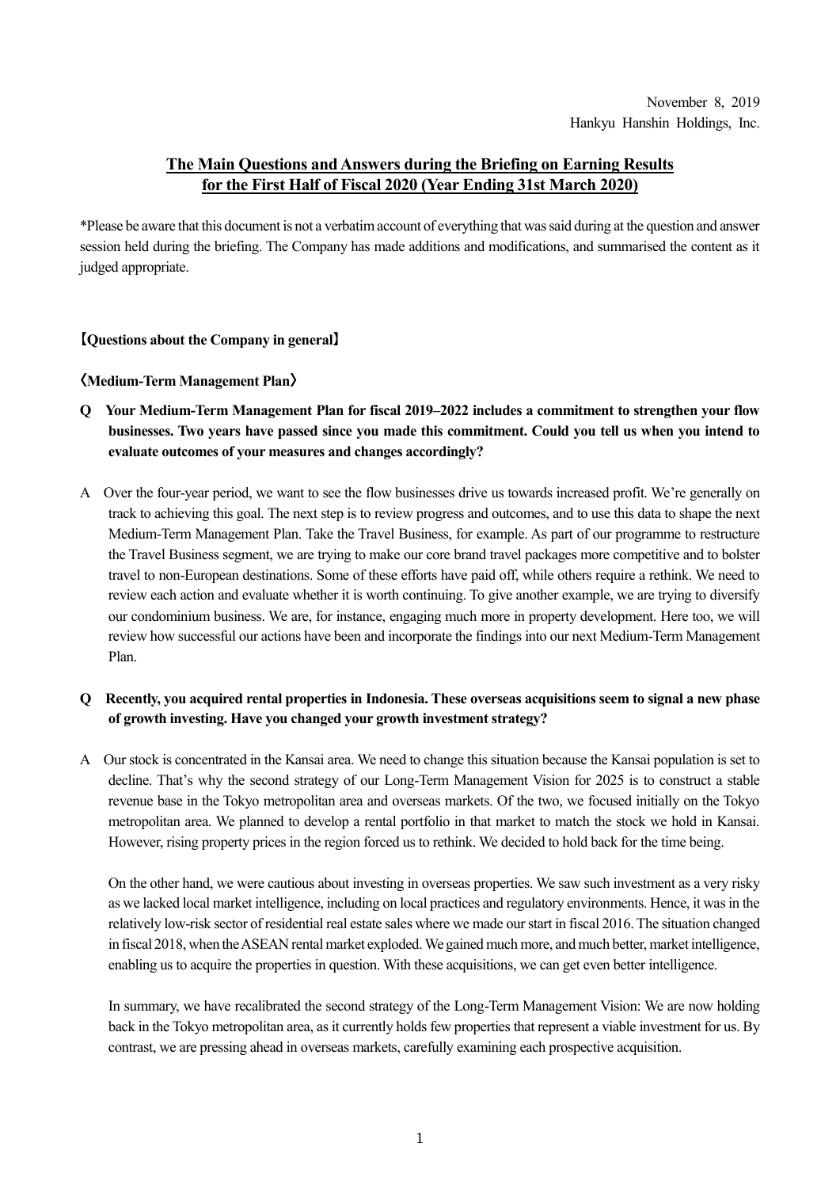November 8, 2019
Hankyu Hanshin Holdings, Inc.

## The Main Questions and Answers during the Briefing on Earning Results for the First Half of Fiscal 2020 (Year Ending 31st March 2020)

*Please be aware that this document is not a verbatim account of everything that was said during at the question and answer session held during the briefing. The Company has made additions and modifications, and summarised the content as it judged appropriate.

### 【Questions about the Company in general】

#### 〈Medium-Term Management Plan〉

**Q Your Medium-Term Management Plan for fiscal 2019–2022 includes a commitment to strengthen your flow businesses. Two years have passed since you made this commitment. Could you tell us when you intend to evaluate outcomes of your measures and changes accordingly?**

A Over the four-year period, we want to see the flow businesses drive us towards increased profit. We're generally on track to achieving this goal. The next step is to review progress and outcomes, and to use this data to shape the next Medium-Term Management Plan. Take the Travel Business, for example. As part of our programme to restructure the Travel Business segment, we are trying to make our core brand travel packages more competitive and to bolster travel to non-European destinations. Some of these efforts have paid off, while others require a rethink. We need to review each action and evaluate whether it is worth continuing. To give another example, we are trying to diversify our condominium business. We are, for instance, engaging much more in property development. Here too, we will review how successful our actions have been and incorporate the findings into our next Medium-Term Management Plan.

**Q Recently, you acquired rental properties in Indonesia. These overseas acquisitions seem to signal a new phase of growth investing. Have you changed your growth investment strategy?**

A Our stock is concentrated in the Kansai area. We need to change this situation because the Kansai population is set to decline. That's why the second strategy of our Long-Term Management Vision for 2025 is to construct a stable revenue base in the Tokyo metropolitan area and overseas markets. Of the two, we focused initially on the Tokyo metropolitan area. We planned to develop a rental portfolio in that market to match the stock we hold in Kansai. However, rising property prices in the region forced us to rethink. We decided to hold back for the time being.

On the other hand, we were cautious about investing in overseas properties. We saw such investment as a very risky as we lacked local market intelligence, including on local practices and regulatory environments. Hence, it was in the relatively low-risk sector of residential real estate sales where we made our start in fiscal 2016. The situation changed in fiscal 2018, when the ASEAN rental market exploded. We gained much more, and much better, market intelligence, enabling us to acquire the properties in question. With these acquisitions, we can get even better intelligence.

In summary, we have recalibrated the second strategy of the Long-Term Management Vision: We are now holding back in the Tokyo metropolitan area, as it currently holds few properties that represent a viable investment for us. By contrast, we are pressing ahead in overseas markets, carefully examining each prospective acquisition.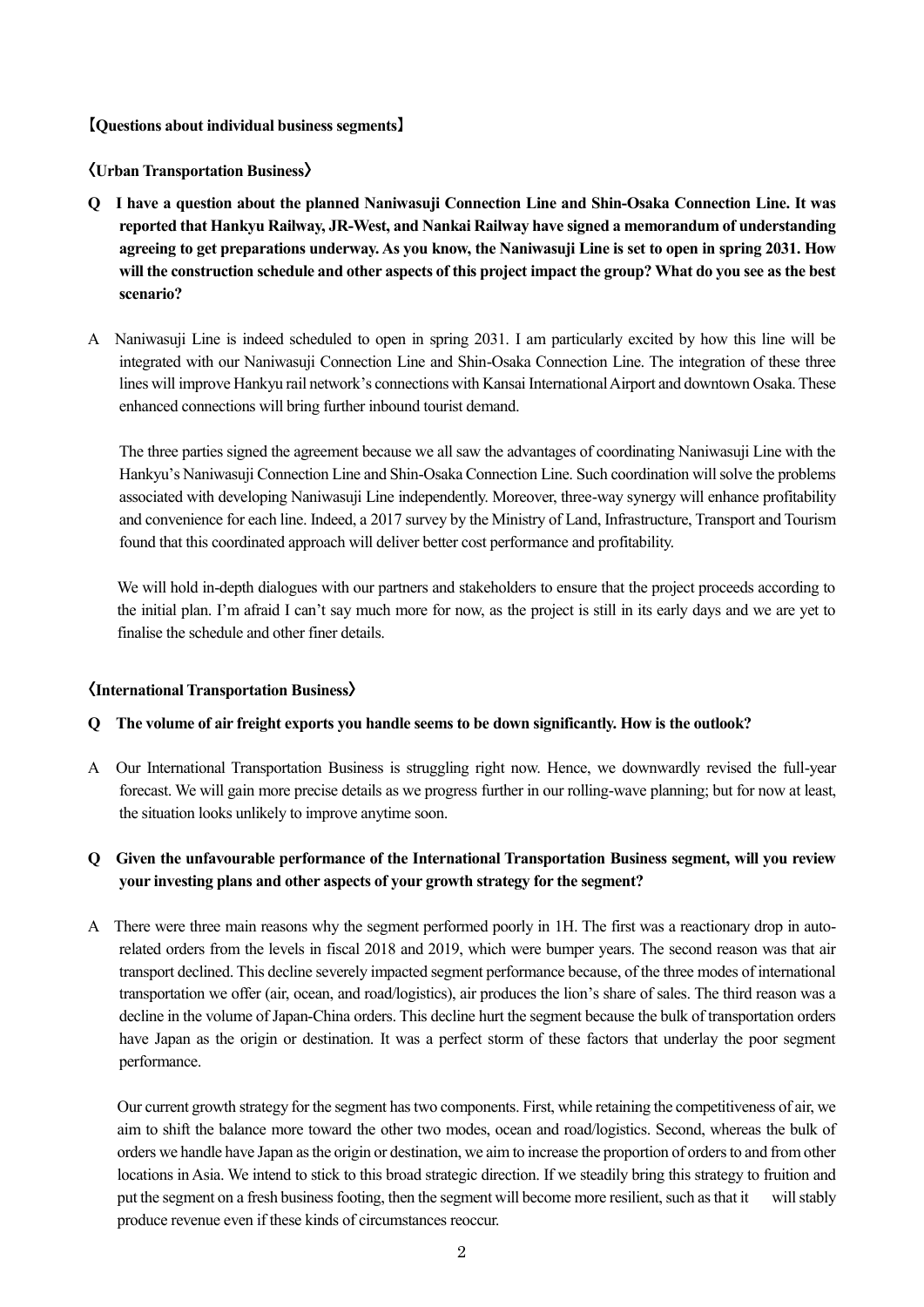## 【Questions about individual business segments】

### 〈Urban Transportation Business〉

**Q I have a question about the planned Naniwasuji Connection Line and Shin-Osaka Connection Line. It was reported that Hankyu Railway, JR-West, and Nankai Railway have signed a memorandum of understanding agreeing to get preparations underway. As you know, the Naniwasuji Line is set to open in spring 2031. How will the construction schedule and other aspects of this project impact the group? What do you see as the best scenario?**

A Naniwasuji Line is indeed scheduled to open in spring 2031. I am particularly excited by how this line will be integrated with our Naniwasuji Connection Line and Shin-Osaka Connection Line. The integration of these three lines will improve Hankyu rail network's connections with Kansai International Airport and downtown Osaka. These enhanced connections will bring further inbound tourist demand.

The three parties signed the agreement because we all saw the advantages of coordinating Naniwasuji Line with the Hankyu's Naniwasuji Connection Line and Shin-Osaka Connection Line. Such coordination will solve the problems associated with developing Naniwasuji Line independently. Moreover, three-way synergy will enhance profitability and convenience for each line. Indeed, a 2017 survey by the Ministry of Land, Infrastructure, Transport and Tourism found that this coordinated approach will deliver better cost performance and profitability.

We will hold in-depth dialogues with our partners and stakeholders to ensure that the project proceeds according to the initial plan. I'm afraid I can't say much more for now, as the project is still in its early days and we are yet to finalise the schedule and other finer details.

### 〈International Transportation Business〉

**Q The volume of air freight exports you handle seems to be down significantly. How is the outlook?**

A Our International Transportation Business is struggling right now. Hence, we downwardly revised the full-year forecast. We will gain more precise details as we progress further in our rolling-wave planning; but for now at least, the situation looks unlikely to improve anytime soon.

**Q Given the unfavourable performance of the International Transportation Business segment, will you review your investing plans and other aspects of your growth strategy for the segment?**

A There were three main reasons why the segment performed poorly in 1H. The first was a reactionary drop in auto-related orders from the levels in fiscal 2018 and 2019, which were bumper years. The second reason was that air transport declined. This decline severely impacted segment performance because, of the three modes of international transportation we offer (air, ocean, and road/logistics), air produces the lion's share of sales. The third reason was a decline in the volume of Japan-China orders. This decline hurt the segment because the bulk of transportation orders have Japan as the origin or destination. It was a perfect storm of these factors that underlay the poor segment performance.

Our current growth strategy for the segment has two components. First, while retaining the competitiveness of air, we aim to shift the balance more toward the other two modes, ocean and road/logistics. Second, whereas the bulk of orders we handle have Japan as the origin or destination, we aim to increase the proportion of orders to and from other locations in Asia. We intend to stick to this broad strategic direction. If we steadily bring this strategy to fruition and put the segment on a fresh business footing, then the segment will become more resilient, such as that it will stably produce revenue even if these kinds of circumstances reoccur.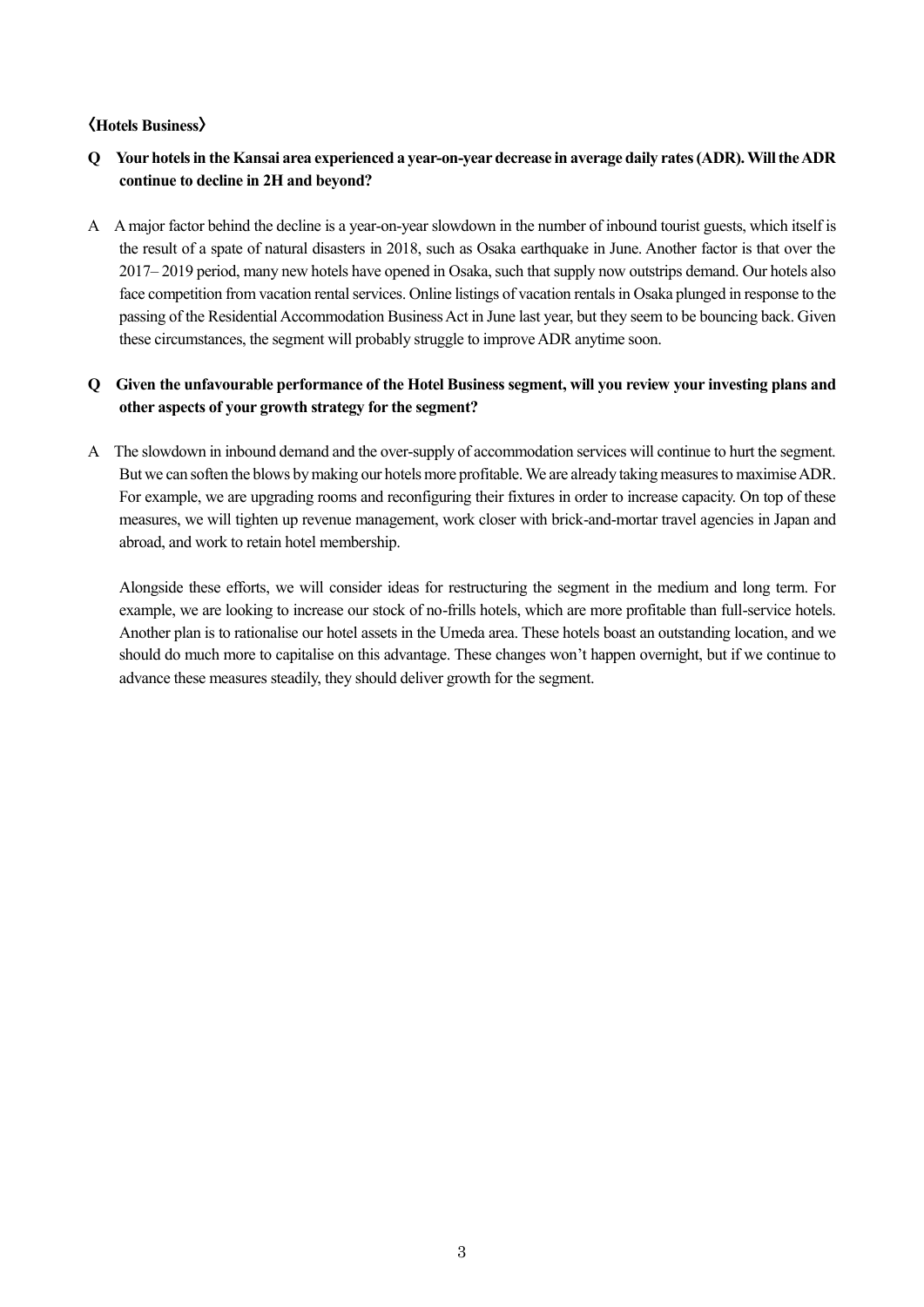**《Hotels Business》**

**Q Your hotels in the Kansai area experienced a year-on-year decrease in average daily rates (ADR). Will the ADR continue to decline in 2H and beyond?**

A A major factor behind the decline is a year-on-year slowdown in the number of inbound tourist guests, which itself is the result of a spate of natural disasters in 2018, such as Osaka earthquake in June. Another factor is that over the 2017– 2019 period, many new hotels have opened in Osaka, such that supply now outstrips demand. Our hotels also face competition from vacation rental services. Online listings of vacation rentals in Osaka plunged in response to the passing of the Residential Accommodation Business Act in June last year, but they seem to be bouncing back. Given these circumstances, the segment will probably struggle to improve ADR anytime soon.

**Q Given the unfavourable performance of the Hotel Business segment, will you review your investing plans and other aspects of your growth strategy for the segment?**

A The slowdown in inbound demand and the over-supply of accommodation services will continue to hurt the segment. But we can soften the blows by making our hotels more profitable. We are already taking measures to maximise ADR. For example, we are upgrading rooms and reconfiguring their fixtures in order to increase capacity. On top of these measures, we will tighten up revenue management, work closer with brick-and-mortar travel agencies in Japan and abroad, and work to retain hotel membership.

Alongside these efforts, we will consider ideas for restructuring the segment in the medium and long term. For example, we are looking to increase our stock of no-frills hotels, which are more profitable than full-service hotels. Another plan is to rationalise our hotel assets in the Umeda area. These hotels boast an outstanding location, and we should do much more to capitalise on this advantage. These changes won't happen overnight, but if we continue to advance these measures steadily, they should deliver growth for the segment.